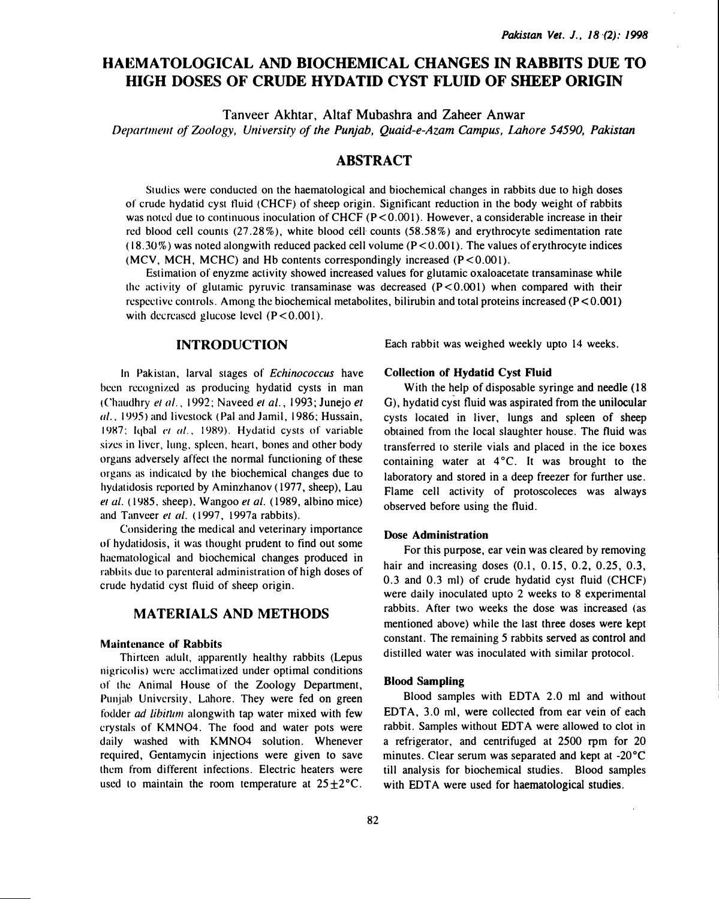# HAEMATOLOGICAL AND BIOCHEMICAL CHANGES IN RABBITS DUE TO HIGH DOSES OF CRUDE HYDATID CYST FLUID OF SHEEP ORIGIN

Tanveer Akhtar, Altaf Mubashra and Zaheer Anwar

*Department of Zoology, University of the Punjab, Quaid-e-Azam Campus, Lahore 54590, Pakistan*

## ABSTRACT

Studies were conducted on the haematological and biochemical changes in rabbits due to high doses of crude hydatid cyst fluid (CHCF) of sheep origin. Significant reduction in the body weight of rabbits was noted due to continuous inoculation of CHCF ($P<0.001$). However, a considerable increase in their red blood cell counts (27.28%), white blood cell counts (58.58%) and erythrocyte sedimentation rate (18.30%) was noted alongwith reduced packed cell volume ($P<0.001$). The values of erythrocyte indices (MCV, MCH, MCHC) and Hb contents correspondingly increased ($P<0.001$).

Estimation of enyzme activity showed increased values for glutamic oxaloacetate transaminase while the activity of glutamic pyruvic transaminase was decreased ($P<0.001$) when compared with their respective controls. Among the biochemical metabolites, bilirubin and total proteins increased ($P<0.001$) with decreased glucose level ($P<0.001$).

## INTRODUCTION

In Pakistan, larval stages of *Echinococcus* have been recognized as producing hydatid cysts in man (Chaudhry *et al.*, 1992; Naveed *et al.*, 1993; Junejo *et al.*, 1995) and livestock (Pal and Jamil, 1986; Hussain, 1987; Iqbal *et al.*, 1989). Hydatid cysts of variable sizes in liver, lung, spleen, heart, bones and other body organs adversely affect the normal functioning of these organs as indicated by the biochemical changes due to hydatidosis reported by Aminzhanov (1977, sheep), Lau *et al.* (1985, sheep), Wangoo *et al.* (1989, albino mice) and Tanveer *et al.* (1997, 1997a rabbits).

Considering the medical and veterinary importance of hydatidosis, it was thought prudent to find out some haematological and biochemical changes produced in rabbits due to parenteral administration of high doses of crude hydatid cyst fluid of sheep origin.

## MATERIALS AND METHODS

### Maintenance of Rabbits

Thirteen adult, apparently healthy rabbits (Lepus nigricolis) were acclimatized under optimal conditions of the Animal House of the Zoology Department, Punjab University, Lahore. They were fed on green fodder *ad libitum* alongwith tap water mixed with few crystals of $KMNO4$. The food and water pots were daily washed with $KMNO4$ solution. Whenever required, Gentamycin injections were given to save them from different infections. Electric heaters were used to maintain the room temperature at $25\pm2°C$. Each rabbit was weighed weekly upto 14 weeks.

### Collection of Hydatid Cyst Fluid

With the help of disposable syringe and needle (18 G), hydatid cyst fluid was aspirated from the unilocular cysts located in liver, lungs and spleen of sheep obtained from the local slaughter house. The fluid was transferred to sterile vials and placed in the ice boxes containing water at 4°C. It was brought to the laboratory and stored in a deep freezer for further use. Flame cell activity of protoscoleces was always observed before using the fluid.

### Dose Administration

For this purpose, ear vein was cleared by removing hair and increasing doses (0.1, 0.15, 0.2, 0.25, 0.3, 0.3 and 0.3 ml) of crude hydatid cyst fluid (CHCF) were daily inoculated upto 2 weeks to 8 experimental rabbits. After two weeks the dose was increased (as mentioned above) while the last three doses were kept constant. The remaining 5 rabbits served as control and distilled water was inoculated with similar protocol.

### Blood Sampling

Blood samples with EDTA 2.0 ml and without EDTA, 3.0 ml, were collected from ear vein of each rabbit. Samples without EDTA were allowed to clot in a refrigerator, and centrifuged at 2500 rpm for 20 minutes. Clear serum was separated and kept at -20°C till analysis for biochemical studies. Blood samples with EDTA were used for haematological studies.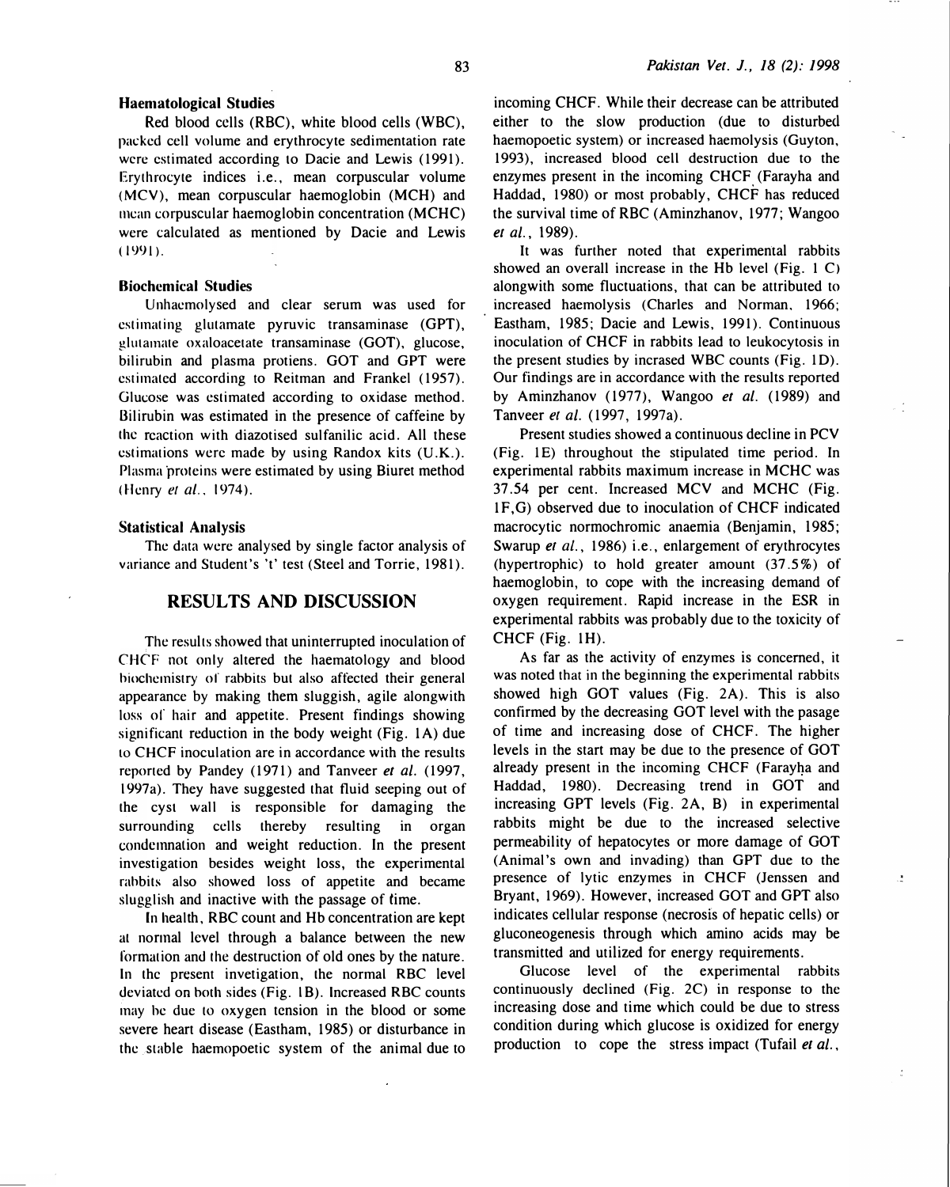### Haematological Studies

Red blood cells (RBC), white blood cells (WBC), packed cell volume and erythrocyte sedimentation rate were estimated according to Dacie and Lewis (1991). Erythrocyte indices i.e., mean corpuscular volume (MCV), mean corpuscular haemoglobin (MCH) and mean corpuscular haemoglobin concentration (MCHC) were calculated as mentioned by Dacie and Lewis (1991).

### Biochemical Studies

Unhaemolysed and clear serum was used for estimating glutamate pyruvic transaminase (GPT), glutamate oxaloacetate transaminase (GOT), glucose, bilirubin and plasma protiens. GOT and GPT were estimated according to Reitman and Frankel (1957). Glucose was estimated according to oxidase method. Bilirubin was estimated in the presence of caffeine by the reaction with diazotised sulfanilic acid. All these estimations were made by using Randox kits (U.K.). Plasma proteins were estimated by using Biuret method (Henry *et al.*, 1974).

### Statistical Analysis

The data were analysed by single factor analysis of variance and Student's 't' test (Steel and Torrie, 1981).

## RESULTS AND DISCUSSION

The results showed that uninterrupted inoculation of CHCF not only altered the haematology and blood biochemistry of rabbits but also affected their general appearance by making them sluggish, agile alongwith loss of hair and appetite. Present findings showing significant reduction in the body weight (Fig. 1A) due to CHCF inoculation are in accordance with the results reported by Pandey (1971) and Tanveer *et al.* (1997, 1997a). They have suggested that fluid seeping out of the cyst wall is responsible for damaging the surrounding cells thereby resulting in organ condemnation and weight reduction. In the present investigation besides weight loss, the experimental rabbits also showed loss of appetite and became slugglish and inactive with the passage of time.

In health, RBC count and Hb concentration are kept at normal level through a balance between the new formation and the destruction of old ones by the nature. In the present invetigation, the normal RBC level deviated on both sides (Fig. 1B). Increased RBC counts may be due to oxygen tension in the blood or some severe heart disease (Eastham, 1985) or disturbance in the stable haemopoetic system of the animal due to incoming CHCF. While their decrease can be attributed either to the slow production (due to disturbed haemopoetic system) or increased haemolysis (Guyton, 1993), increased blood cell destruction due to the enzymes present in the incoming CHCF (Farayha and Haddad, 1980) or most probably, CHCF has reduced the survival time of RBC (Aminzhanov, 1977; Wangoo *et al.*, 1989).

It was further noted that experimental rabbits showed an overall increase in the Hb level (Fig. 1 C) alongwith some fluctuations, that can be attributed to increased haemolysis (Charles and Norman, 1966; Eastham, 1985; Dacie and Lewis, 1991). Continuous inoculation of CHCF in rabbits lead to leukocytosis in the present studies by incrased WBC counts (Fig. 1D). Our findings are in accordance with the results reported by Aminzhanov (1977), Wangoo *et al.* (1989) and Tanveer *et al.* (1997, 1997a).

Present studies showed a continuous decline in PCV (Fig. 1E) throughout the stipulated time period. In experimental rabbits maximum increase in MCHC was 37.54 per cent. Increased MCV and MCHC (Fig. 1F,G) observed due to inoculation of CHCF indicated macrocytic normochromic anaemia (Benjamin, 1985; Swarup *et al.*, 1986) i.e., enlargement of erythrocytes (hypertrophic) to hold greater amount (37.5%) of haemoglobin, to cope with the increasing demand of oxygen requirement. Rapid increase in the ESR in experimental rabbits was probably due to the toxicity of CHCF (Fig. 1H).

As far as the activity of enzymes is concerned, it was noted that in the beginning the experimental rabbits showed high GOT values (Fig. 2A). This is also confirmed by the decreasing GOT level with the passage of time and increasing dose of CHCF. The higher levels in the start may be due to the presence of GOT already present in the incoming CHCF (Farayha and Haddad, 1980). Decreasing trend in GOT and increasing GPT levels (Fig. 2A, B) in experimental rabbits might be due to the increased selective permeability of hepatocytes or more damage of GOT (Animal's own and invading) than GPT due to the presence of lytic enzymes in CHCF (Jenssen and Bryant, 1969). However, increased GOT and GPT also indicates cellular response (necrosis of hepatic cells) or gluconeogenesis through which amino acids may be transmitted and utilized for energy requirements.

Glucose level of the experimental rabbits continuously declined (Fig. 2C) in response to the increasing dose and time which could be due to stress condition during which glucose is oxidized for energy production to cope the stress impact (Tufail *et al.*,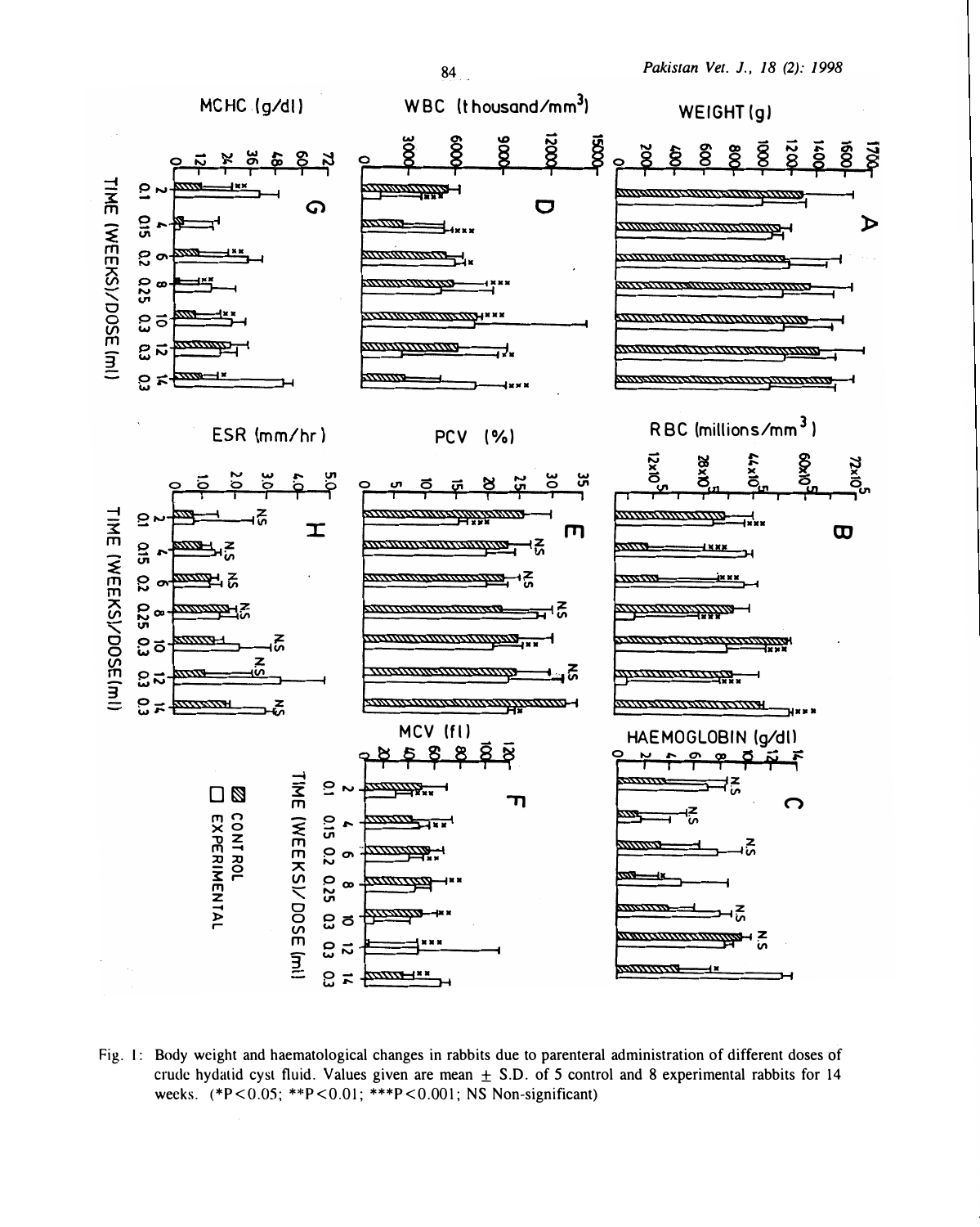Fig. 1: Body weight and haematological changes in rabbits due to parenteral administration of different doses of crude hydatid cyst fluid. Values given are mean ± S.D. of 5 control and 8 experimental rabbits for 14 weeks. (*P<0.05; **P<0.01; ***P<0.001; NS Non-significant)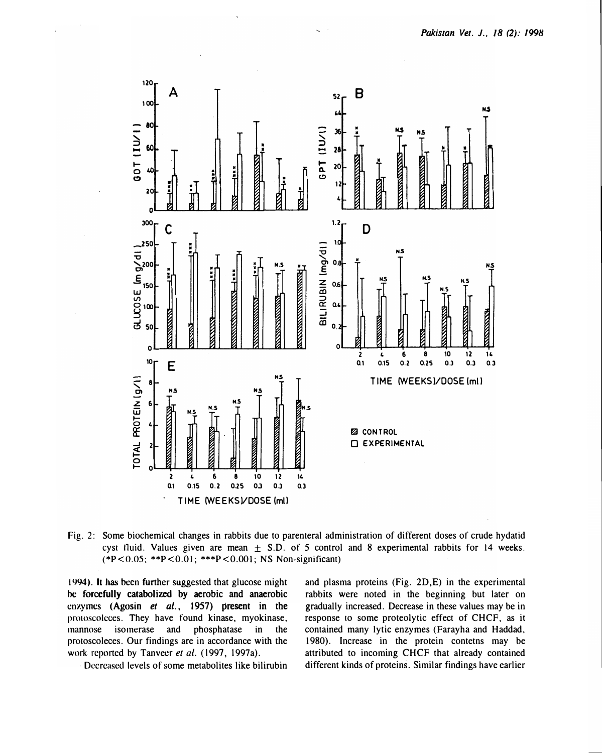Fig. 2: Some biochemical changes in rabbits due to parenteral administration of different doses of crude hydatid cyst fluid. Values given are mean ± S.D. of 5 control and 8 experimental rabbits for 14 weeks. (*P<0.05; **P<0.01; ***P<0.001; NS Non-significant)

1994). It has been further suggested that glucose might be forcefully catabolized by aerobic and anaerobic enzymes (Agosin *et al.*, 1957) present in the protoscolcces. They have found kinase, myokinase, mannose isomerase and phosphatase in the protoscoleces. Our findings are in accordance with the work reported by Tanveer *et al.* (1997, 1997a).

Decreased levels of some metabolites like bilirubin and plasma proteins (Fig. 2D,E) in the experimental rabbits were noted in the beginning but later on gradually increased. Decrease in these values may be in response to some proteolytic effect of CHCF, as it contained many lytic enzymes (Farayha and Haddad, 1980). Increase in the protein contetns may be attributed to incoming CHCF that already contained different kinds of proteins. Similar findings have earlier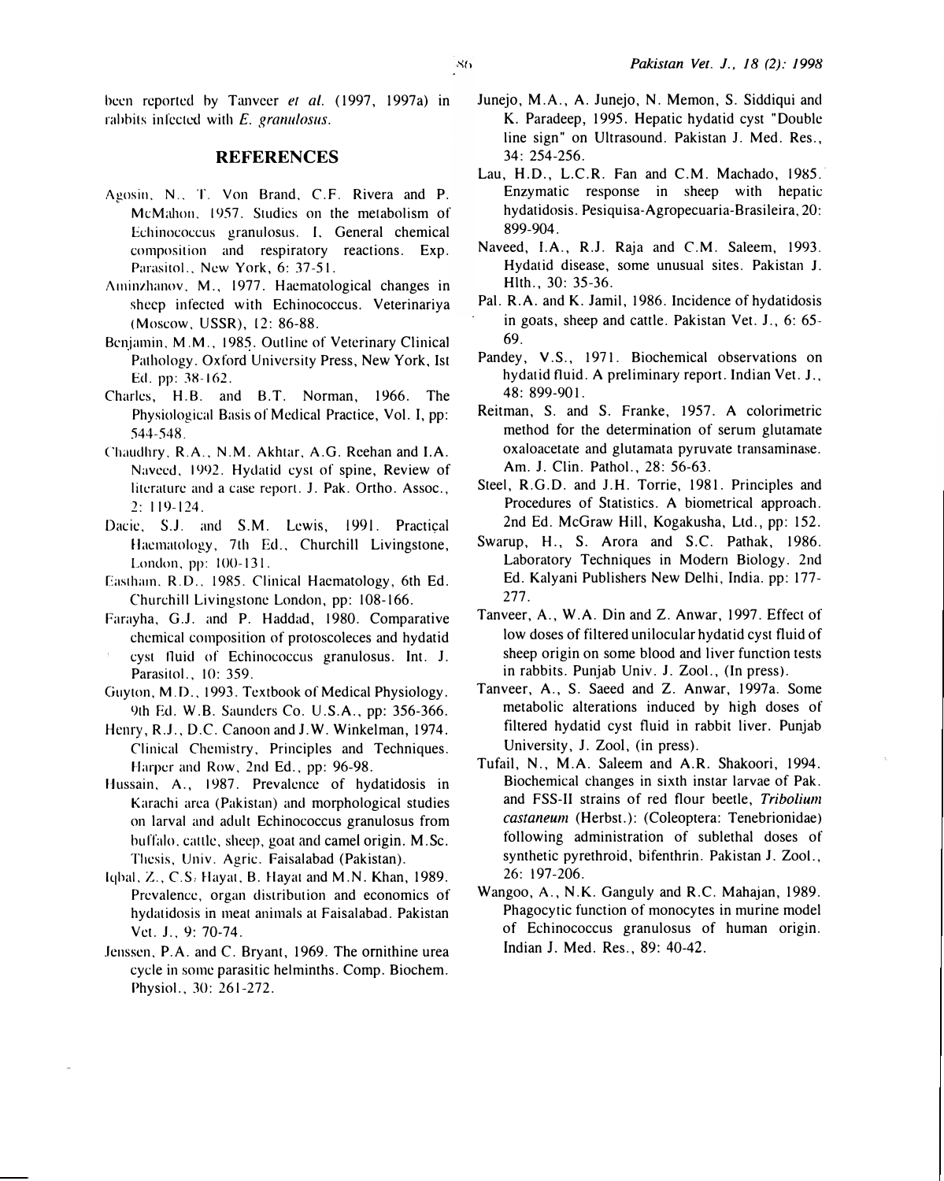been reported by Tanveer *et al.* (1997, 1997a) in rabbits infected with *E. granulosus.*

## REFERENCES

Agosin, N., T. Von Brand, C.F. Rivera and P. McMahon, 1957. Studies on the metabolism of Echinococcus granulosus. I. General chemical composition and respiratory reactions. Exp. Parasitol., New York, 6: 37-51.

Aminzhanov, M., 1977. Haematological changes in sheep infected with Echinococcus. Veterinariya (Moscow, USSR), 12: 86-88.

Benjamin, M.M., 1985. Outline of Veterinary Clinical Pathology. Oxford University Press, New York, Ist Ed. pp: 38-162.

Charles, H.B. and B.T. Norman, 1966. The Physiological Basis of Medical Practice, Vol. I, pp: 544-548.

Chaudhry, R.A., N.M. Akhtar, A.G. Reehan and I.A. Naveed, 1992. Hydatid cyst of spine, Review of literature and a case report. J. Pak. Ortho. Assoc., 2: 119-124.

Dacie, S.J. and S.M. Lewis, 1991. Practical Haematology, 7th Ed., Churchill Livingstone, London, pp: 100-131.

Eastham, R.D., 1985. Clinical Haematology, 6th Ed. Churchill Livingstone London, pp: 108-166.

Farayha, G.J. and P. Haddad, 1980. Comparative chemical composition of protoscoleces and hydatid cyst fluid of Echinococcus granulosus. Int. J. Parasitol., 10: 359.

Guyton, M.D., 1993. Textbook of Medical Physiology. 9th Ed. W.B. Saunders Co. U.S.A., pp: 356-366.

Henry, R.J., D.C. Canoon and J.W. Winkelman, 1974. Clinical Chemistry, Principles and Techniques. Harper and Row, 2nd Ed., pp: 96-98.

Hussain, A., 1987. Prevalence of hydatidosis in Karachi area (Pakistan) and morphological studies on larval and adult Echinococcus granulosus from buffalo, cattle, sheep, goat and camel origin. M.Sc. Thesis, Univ. Agric. Faisalabad (Pakistan).

Iqbal, Z., C.S. Hayat, B. Hayat and M.N. Khan, 1989. Prevalence, organ distribution and economics of hydatidosis in meat animals at Faisalabad. Pakistan Vet. J., 9: 70-74.

Jenssen, P.A. and C. Bryant, 1969. The ornithine urea cycle in some parasitic helminths. Comp. Biochem. Physiol., 30: 261-272.

Junejo, M.A., A. Junejo, N. Memon, S. Siddiqui and K. Paradeep, 1995. Hepatic hydatid cyst "Double line sign" on Ultrasound. Pakistan J. Med. Res., 34: 254-256.

Lau, H.D., L.C.R. Fan and C.M. Machado, 1985. Enzymatic response in sheep with hepatic hydatidosis. Pesiquisa-Agropecuaria-Brasileira, 20: 899-904.

Naveed, I.A., R.J. Raja and C.M. Saleem, 1993. Hydatid disease, some unusual sites. Pakistan J. Hlth., 30: 35-36.

Pal. R.A. and K. Jamil, 1986. Incidence of hydatidosis in goats, sheep and cattle. Pakistan Vet. J., 6: 65-69.

Pandey, V.S., 1971. Biochemical observations on hydatid fluid. A preliminary report. Indian Vet. J., 48: 899-901.

Reitman, S. and S. Franke, 1957. A colorimetric method for the determination of serum glutamate oxaloacetate and glutamata pyruvate transaminase. Am. J. Clin. Pathol., 28: 56-63.

Steel, R.G.D. and J.H. Torrie, 1981. Principles and Procedures of Statistics. A biometrical approach. 2nd Ed. McGraw Hill, Kogakusha, Ltd., pp: 152.

Swarup, H., S. Arora and S.C. Pathak, 1986. Laboratory Techniques in Modern Biology. 2nd Ed. Kalyani Publishers New Delhi, India. pp: 177-277.

Tanveer, A., W.A. Din and Z. Anwar, 1997. Effect of low doses of filtered unilocular hydatid cyst fluid of sheep origin on some blood and liver function tests in rabbits. Punjab Univ. J. Zool., (In press).

Tanveer, A., S. Saeed and Z. Anwar, 1997a. Some metabolic alterations induced by high doses of filtered hydatid cyst fluid in rabbit liver. Punjab University, J. Zool, (in press).

Tufail, N., M.A. Saleem and A.R. Shakoori, 1994. Biochemical changes in sixth instar larvae of Pak. and FSS-II strains of red flour beetle, *Tribolium castaneum* (Herbst.): (Coleoptera: Tenebrionidae) following administration of sublethal doses of synthetic pyrethroid, bifenthrin. Pakistan J. Zool., 26: 197-206.

Wangoo, A., N.K. Ganguly and R.C. Mahajan, 1989. Phagocytic function of monocytes in murine model of Echinococcus granulosus of human origin. Indian J. Med. Res., 89: 40-42.